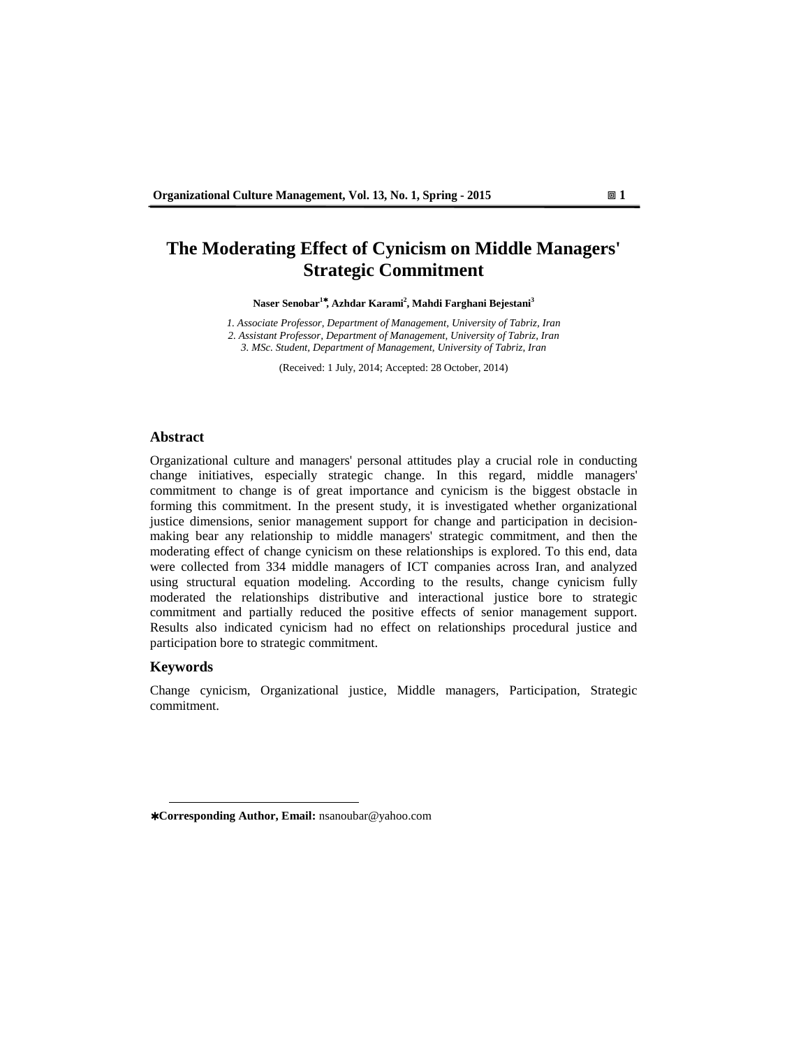# The Moderating Effect of Cynicism on Middle Managers' Strategic Commitment

**Naser Senobar[1*], Azhdar Karami[2], Mahdi Farghani Bejestani[3]**

*1. Associate Professor, Department of Management, University of Tabriz, Iran*
*2. Assistant Professor, Department of Management, University of Tabriz, Iran*
*3. MSc. Student, Department of Management, University of Tabriz, Iran*

(Received: 1 July, 2014; Accepted: 28 October, 2014)

## Abstract

Organizational culture and managers' personal attitudes play a crucial role in conducting change initiatives, especially strategic change. In this regard, middle managers' commitment to change is of great importance and cynicism is the biggest obstacle in forming this commitment. In the present study, it is investigated whether organizational justice dimensions, senior management support for change and participation in decision-making bear any relationship to middle managers' strategic commitment, and then the moderating effect of change cynicism on these relationships is explored. To this end, data were collected from 334 middle managers of ICT companies across Iran, and analyzed using structural equation modeling. According to the results, change cynicism fully moderated the relationships distributive and interactional justice bore to strategic commitment and partially reduced the positive effects of senior management support. Results also indicated cynicism had no effect on relationships procedural justice and participation bore to strategic commitment.

## Keywords

Change cynicism, Organizational justice, Middle managers, Participation, Strategic commitment.

---

**\*Corresponding Author, Email:** nsanoubar@yahoo.com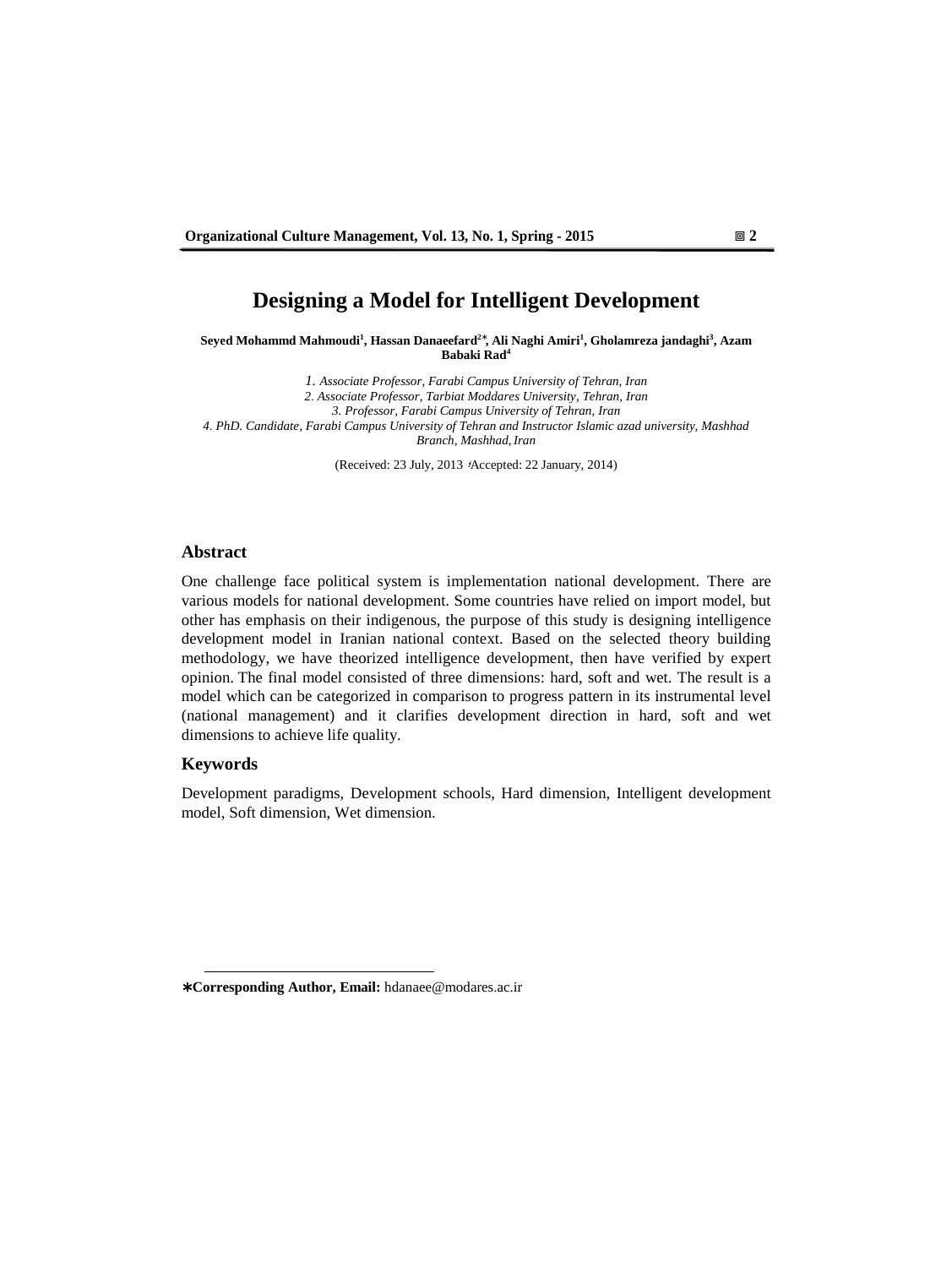# Designing a Model for Intelligent Development

**Seyed Mohammd Mahmoudi[1], Hassan Danaeefard[2*], Ali Naghi Amiri[1], Gholamreza jandaghi[3], Azam Babaki Rad[4]**

*1. Associate Professor, Farabi Campus University of Tehran, Iran*
*2. Associate Professor, Tarbiat Moddares University, Tehran, Iran*
*3. Professor, Farabi Campus University of Tehran, Iran*
*4. PhD. Candidate, Farabi Campus University of Tehran and Instructor Islamic azad university, Mashhad Branch, Mashhad, Iran*

(Received: 23 July, 2013 ؛Accepted: 22 January, 2014)

## Abstract

One challenge face political system is implementation national development. There are various models for national development. Some countries have relied on import model, but other has emphasis on their indigenous, the purpose of this study is designing intelligence development model in Iranian national context. Based on the selected theory building methodology, we have theorized intelligence development, then have verified by expert opinion. The final model consisted of three dimensions: hard, soft and wet. The result is a model which can be categorized in comparison to progress pattern in its instrumental level (national management) and it clarifies development direction in hard, soft and wet dimensions to achieve life quality.

## Keywords

Development paradigms, Development schools, Hard dimension, Intelligent development model, Soft dimension, Wet dimension.

---

∗**Corresponding Author, Email:** hdanaee@modares.ac.ir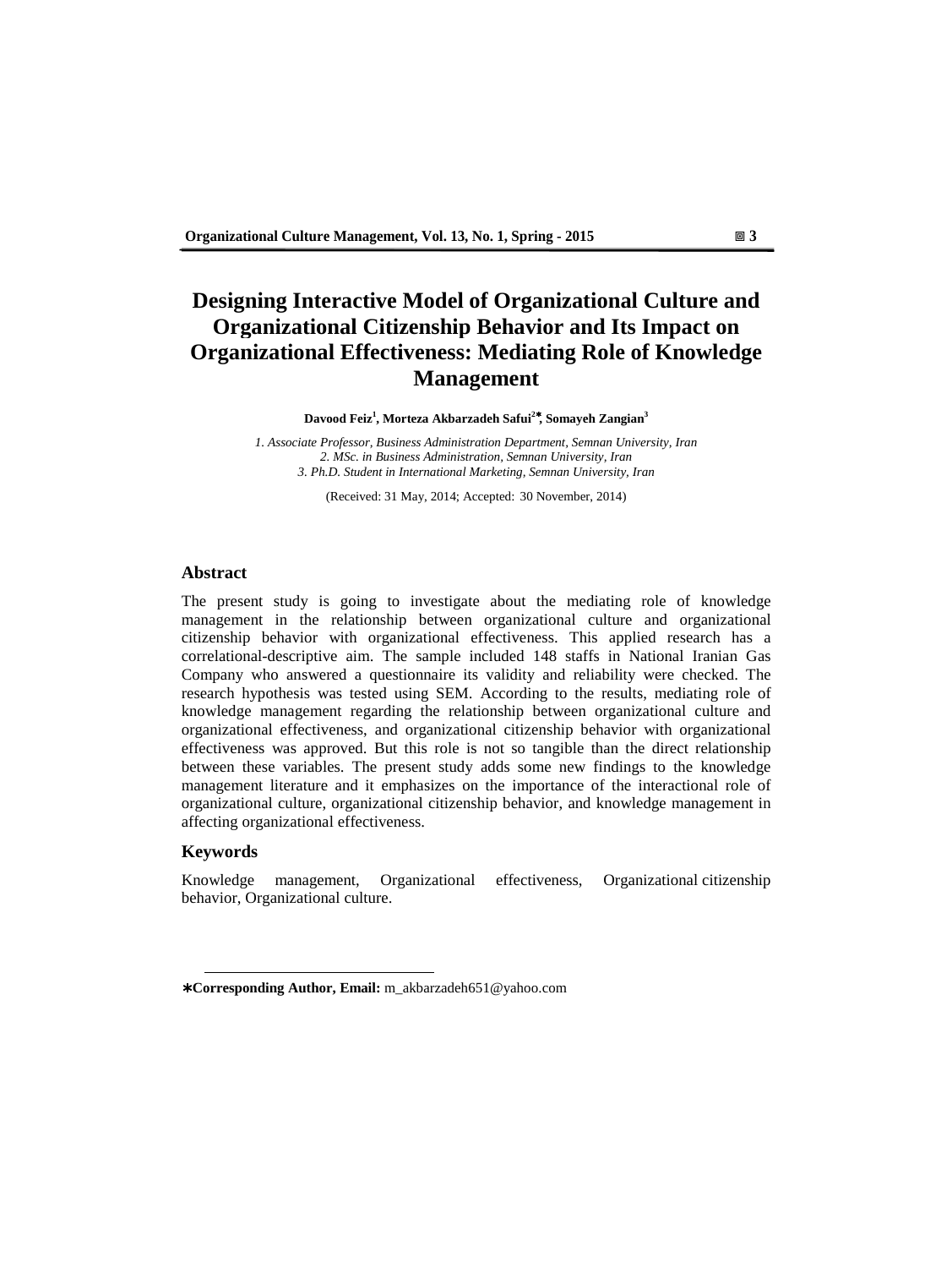# Designing Interactive Model of Organizational Culture and Organizational Citizenship Behavior and Its Impact on Organizational Effectiveness: Mediating Role of Knowledge Management

**Davood Feiz[1], Morteza Akbarzadeh Safui[2∗], Somayeh Zangian[3]**

*1. Associate Professor, Business Administration Department, Semnan University, Iran*
*2. MSc. in Business Administration, Semnan University, Iran*
*3. Ph.D. Student in International Marketing, Semnan University, Iran*

(Received: 31 May, 2014; Accepted: 30 November, 2014)

## Abstract

The present study is going to investigate about the mediating role of knowledge management in the relationship between organizational culture and organizational citizenship behavior with organizational effectiveness. This applied research has a correlational-descriptive aim. The sample included 148 staffs in National Iranian Gas Company who answered a questionnaire its validity and reliability were checked. The research hypothesis was tested using SEM. According to the results, mediating role of knowledge management regarding the relationship between organizational culture and organizational effectiveness, and organizational citizenship behavior with organizational effectiveness was approved. But this role is not so tangible than the direct relationship between these variables. The present study adds some new findings to the knowledge management literature and it emphasizes on the importance of the interactional role of organizational culture, organizational citizenship behavior, and knowledge management in affecting organizational effectiveness.

## Keywords

Knowledge management, Organizational effectiveness, Organizational citizenship behavior, Organizational culture.

---

∗**Corresponding Author, Email:** m_akbarzadeh651@yahoo.com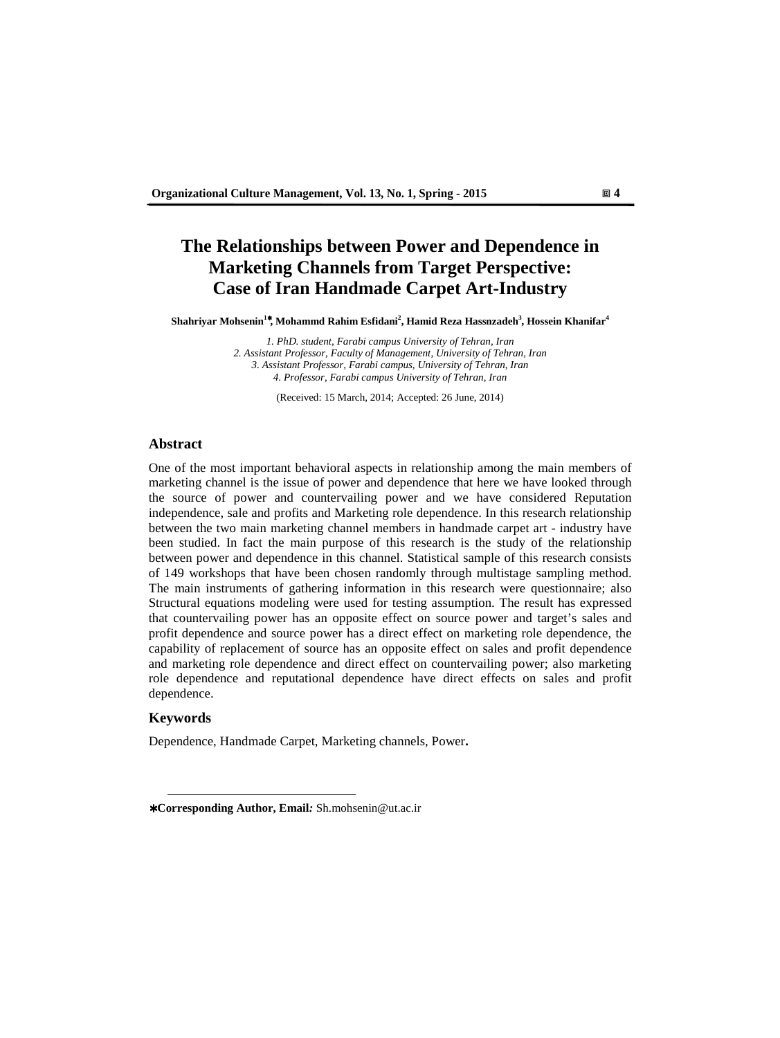# The Relationships between Power and Dependence in Marketing Channels from Target Perspective: Case of Iran Handmade Carpet Art-Industry

**Shahriyar Mohsenin[1]*, Mohammd Rahim Esfidani[2], Hamid Reza Hassnzadeh[3], Hossein Khanifar[4]**

*1. PhD. student, Farabi campus University of Tehran, Iran*
*2. Assistant Professor, Faculty of Management, University of Tehran, Iran*
*3. Assistant Professor, Farabi campus, University of Tehran, Iran*
*4. Professor, Farabi campus University of Tehran, Iran*

(Received: 15 March, 2014; Accepted: 26 June, 2014)

## Abstract

One of the most important behavioral aspects in relationship among the main members of marketing channel is the issue of power and dependence that here we have looked through the source of power and countervailing power and we have considered Reputation independence, sale and profits and Marketing role dependence. In this research relationship between the two main marketing channel members in handmade carpet art - industry have been studied. In fact the main purpose of this research is the study of the relationship between power and dependence in this channel. Statistical sample of this research consists of 149 workshops that have been chosen randomly through multistage sampling method. The main instruments of gathering information in this research were questionnaire; also Structural equations modeling were used for testing assumption. The result has expressed that countervailing power has an opposite effect on source power and target's sales and profit dependence and source power has a direct effect on marketing role dependence, the capability of replacement of source has an opposite effect on sales and profit dependence and marketing role dependence and direct effect on countervailing power; also marketing role dependence and reputational dependence have direct effects on sales and profit dependence.

## Keywords

Dependence, Handmade Carpet, Marketing channels, Power.

---

***Corresponding Author, Email:** Sh.mohsenin@ut.ac.ir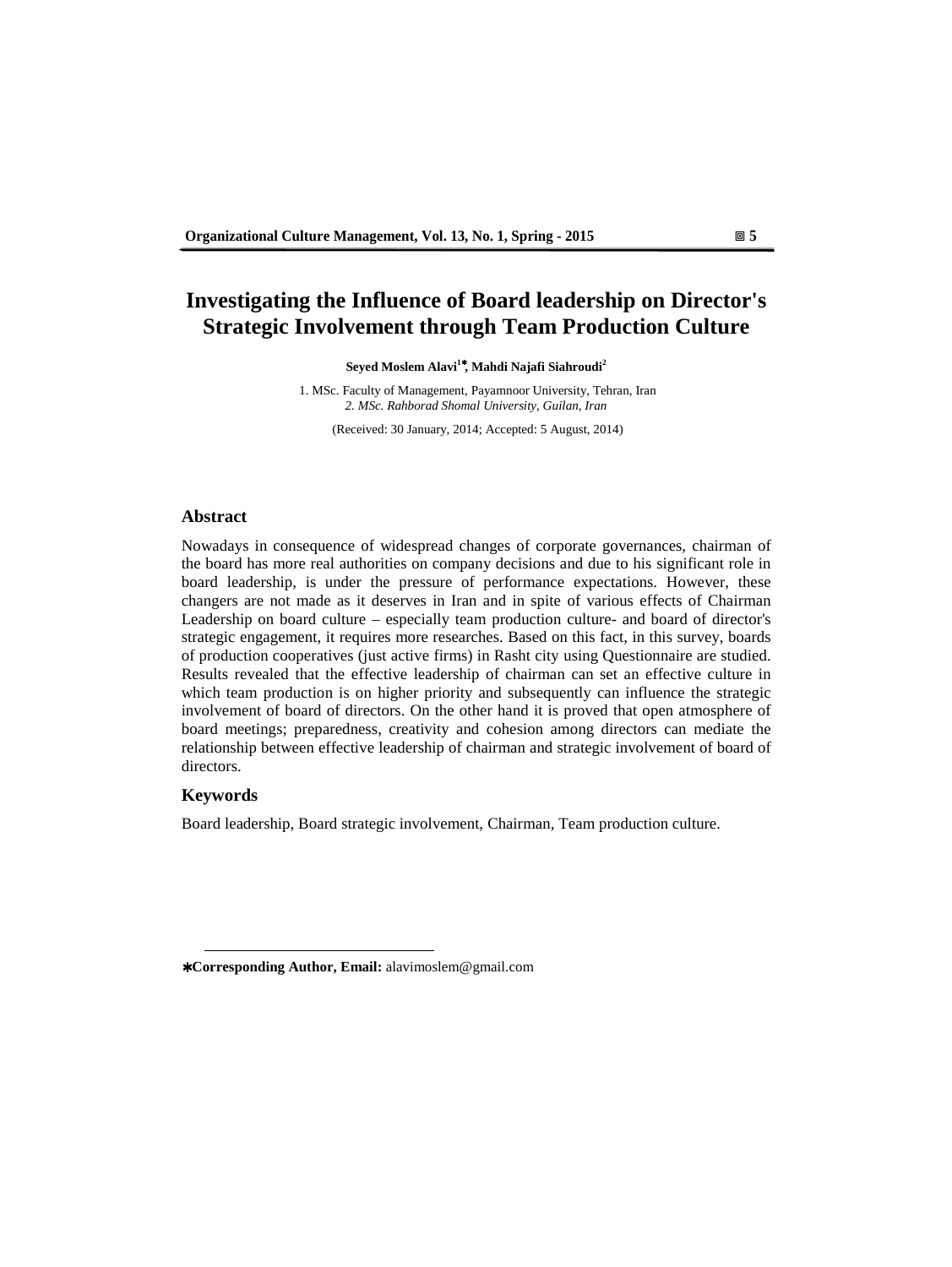# Investigating the Influence of Board leadership on Director's Strategic Involvement through Team Production Culture

**Seyed Moslem Alavi[1*], Mahdi Najafi Siahroudi[2]**

1. MSc. Faculty of Management, Payamnoor University, Tehran, Iran
*2. MSc. Rahborad Shomal University, Guilan, Iran*

(Received: 30 January, 2014; Accepted: 5 August, 2014)

## Abstract

Nowadays in consequence of widespread changes of corporate governances, chairman of the board has more real authorities on company decisions and due to his significant role in board leadership, is under the pressure of performance expectations. However, these changers are not made as it deserves in Iran and in spite of various effects of Chairman Leadership on board culture – especially team production culture- and board of director's strategic engagement, it requires more researches. Based on this fact, in this survey, boards of production cooperatives (just active firms) in Rasht city using Questionnaire are studied. Results revealed that the effective leadership of chairman can set an effective culture in which team production is on higher priority and subsequently can influence the strategic involvement of board of directors. On the other hand it is proved that open atmosphere of board meetings; preparedness, creativity and cohesion among directors can mediate the relationship between effective leadership of chairman and strategic involvement of board of directors.

## Keywords

Board leadership, Board strategic involvement, Chairman, Team production culture.

---

**\*Corresponding Author, Email:** alavimoslem@gmail.com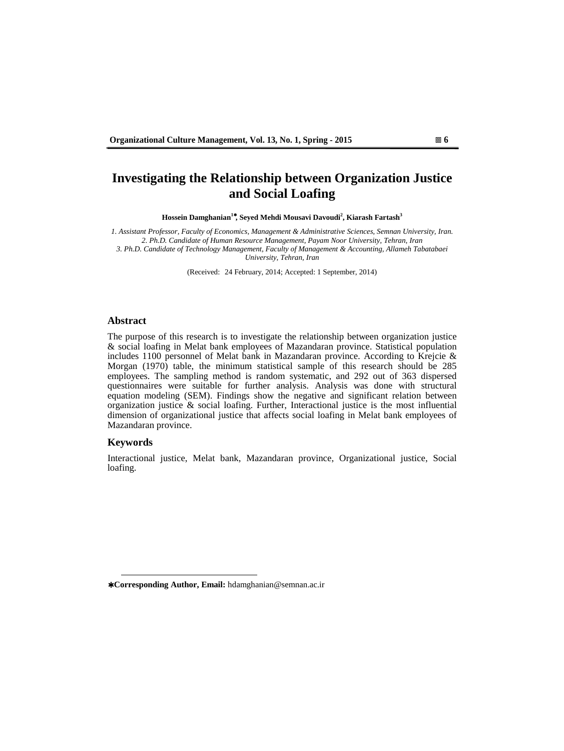# Investigating the Relationship between Organization Justice and Social Loafing

**Hossein Damghanian[1]*, Seyed Mehdi Mousavi Davoudi[2], Kiarash Fartash[3]**

*1. Assistant Professor, Faculty of Economics, Management & Administrative Sciences, Semnan University, Iran.*
*2. Ph.D. Candidate of Human Resource Management, Payam Noor University, Tehran, Iran*
*3. Ph.D. Candidate of Technology Management, Faculty of Management & Accounting, Allameh Tabatabaei University, Tehran, Iran*

(Received: 24 February, 2014; Accepted: 1 September, 2014)

## Abstract

The purpose of this research is to investigate the relationship between organization justice & social loafing in Melat bank employees of Mazandaran province. Statistical population includes 1100 personnel of Melat bank in Mazandaran province. According to Krejcie & Morgan (1970) table, the minimum statistical sample of this research should be 285 employees. The sampling method is random systematic, and 292 out of 363 dispersed questionnaires were suitable for further analysis. Analysis was done with structural equation modeling (SEM). Findings show the negative and significant relation between organization justice & social loafing. Further, Interactional justice is the most influential dimension of organizational justice that affects social loafing in Melat bank employees of Mazandaran province.

## Keywords

Interactional justice, Melat bank, Mazandaran province, Organizational justice, Social loafing.

---

***Corresponding Author, Email:** hdamghanian@semnan.ac.ir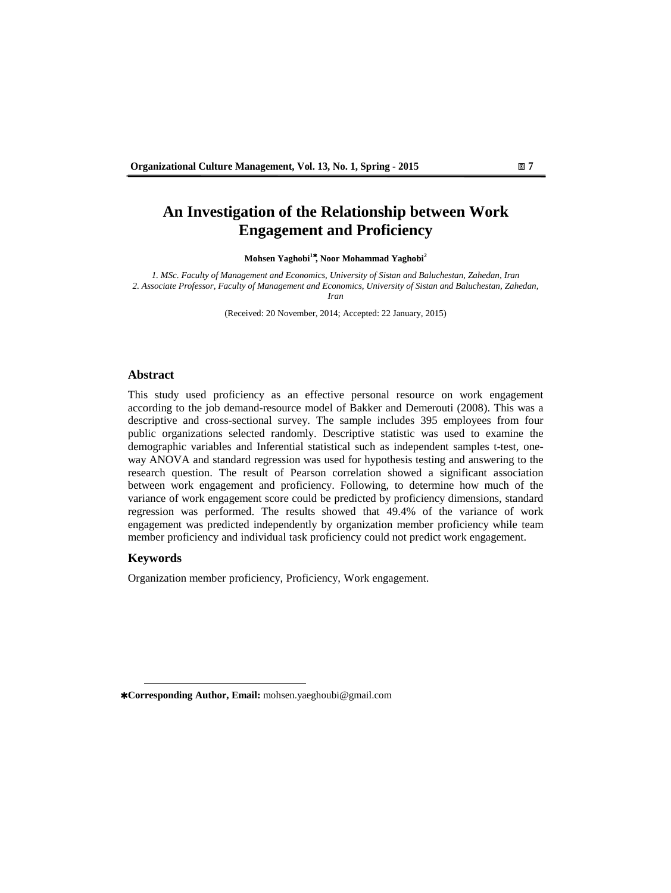# An Investigation of the Relationship between Work Engagement and Proficiency

**Mohsen Yaghobi[1*], Noor Mohammad Yaghobi[2]**

*1. MSc. Faculty of Management and Economics, University of Sistan and Baluchestan, Zahedan, Iran*
*2. Associate Professor, Faculty of Management and Economics, University of Sistan and Baluchestan, Zahedan, Iran*

(Received: 20 November, 2014; Accepted: 22 January, 2015)

## Abstract

This study used proficiency as an effective personal resource on work engagement according to the job demand-resource model of Bakker and Demerouti (2008). This was a descriptive and cross-sectional survey. The sample includes 395 employees from four public organizations selected randomly. Descriptive statistic was used to examine the demographic variables and Inferential statistical such as independent samples t-test, one-way ANOVA and standard regression was used for hypothesis testing and answering to the research question. The result of Pearson correlation showed a significant association between work engagement and proficiency. Following, to determine how much of the variance of work engagement score could be predicted by proficiency dimensions, standard regression was performed. The results showed that 49.4% of the variance of work engagement was predicted independently by organization member proficiency while team member proficiency and individual task proficiency could not predict work engagement.

## Keywords

Organization member proficiency, Proficiency, Work engagement.

---

*Corresponding Author, Email:** mohsen.yaeghoubi@gmail.com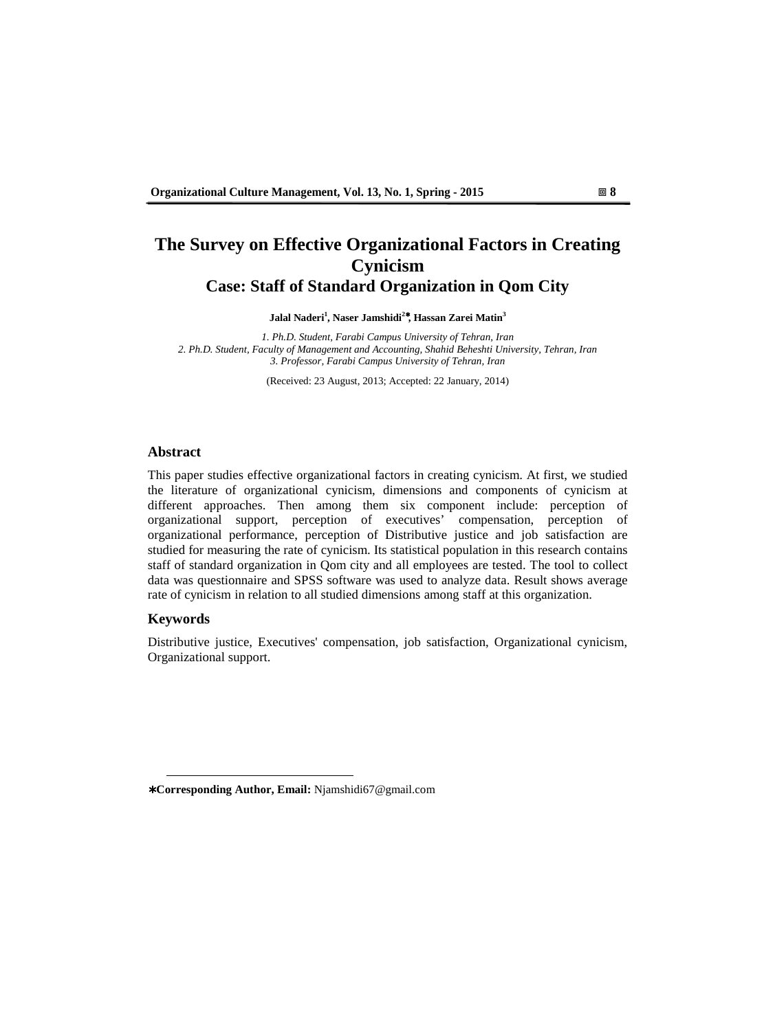# The Survey on Effective Organizational Factors in Creating Cynicism

## Case: Staff of Standard Organization in Qom City

**Jalal Naderi[1], Naser Jamshidi[2]*, Hassan Zarei Matin[3]**

*1. Ph.D. Student, Farabi Campus University of Tehran, Iran*
*2. Ph.D. Student, Faculty of Management and Accounting, Shahid Beheshti University, Tehran, Iran*
*3. Professor, Farabi Campus University of Tehran, Iran*

(Received: 23 August, 2013; Accepted: 22 January, 2014)

### Abstract

This paper studies effective organizational factors in creating cynicism. At first, we studied the literature of organizational cynicism, dimensions and components of cynicism at different approaches. Then among them six component include: perception of organizational support, perception of executives' compensation, perception of organizational performance, perception of Distributive justice and job satisfaction are studied for measuring the rate of cynicism. Its statistical population in this research contains staff of standard organization in Qom city and all employees are tested. The tool to collect data was questionnaire and SPSS software was used to analyze data. Result shows average rate of cynicism in relation to all studied dimensions among staff at this organization.

### Keywords

Distributive justice, Executives' compensation, job satisfaction, Organizational cynicism, Organizational support.

---

***Corresponding Author, Email:** Njamshidi67@gmail.com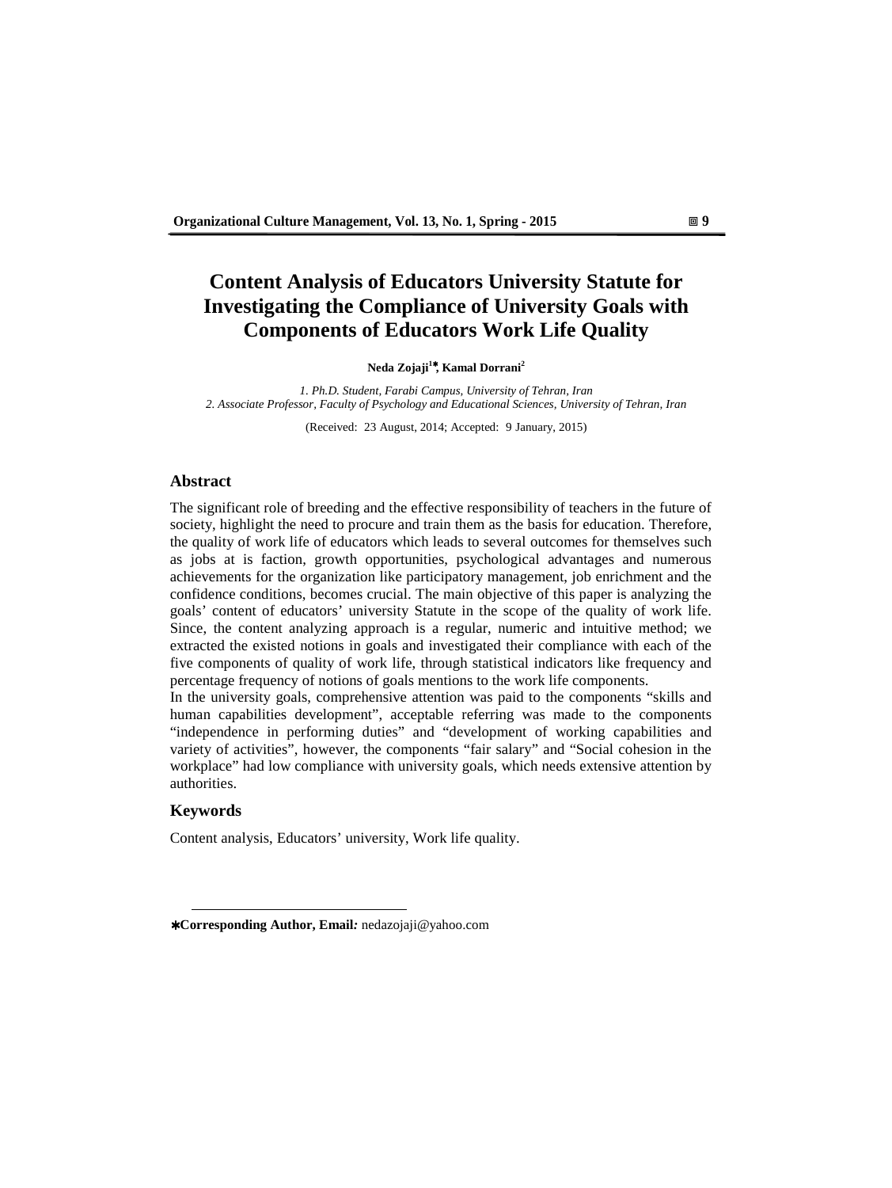# Content Analysis of Educators University Statute for Investigating the Compliance of University Goals with Components of Educators Work Life Quality

**Neda Zojaji[1]*, Kamal Dorrani[2]**

*1. Ph.D. Student, Farabi Campus, University of Tehran, Iran*
*2. Associate Professor, Faculty of Psychology and Educational Sciences, University of Tehran, Iran*

(Received: 23 August, 2014; Accepted: 9 January, 2015)

## Abstract

The significant role of breeding and the effective responsibility of teachers in the future of society, highlight the need to procure and train them as the basis for education. Therefore, the quality of work life of educators which leads to several outcomes for themselves such as jobs at is faction, growth opportunities, psychological advantages and numerous achievements for the organization like participatory management, job enrichment and the confidence conditions, becomes crucial. The main objective of this paper is analyzing the goals' content of educators' university Statute in the scope of the quality of work life. Since, the content analyzing approach is a regular, numeric and intuitive method; we extracted the existed notions in goals and investigated their compliance with each of the five components of quality of work life, through statistical indicators like frequency and percentage frequency of notions of goals mentions to the work life components.

In the university goals, comprehensive attention was paid to the components "skills and human capabilities development", acceptable referring was made to the components "independence in performing duties" and "development of working capabilities and variety of activities", however, the components "fair salary" and "Social cohesion in the workplace" had low compliance with university goals, which needs extensive attention by authorities.

## Keywords

Content analysis, Educators' university, Work life quality.

---

***Corresponding Author, Email:** nedazojaji@yahoo.com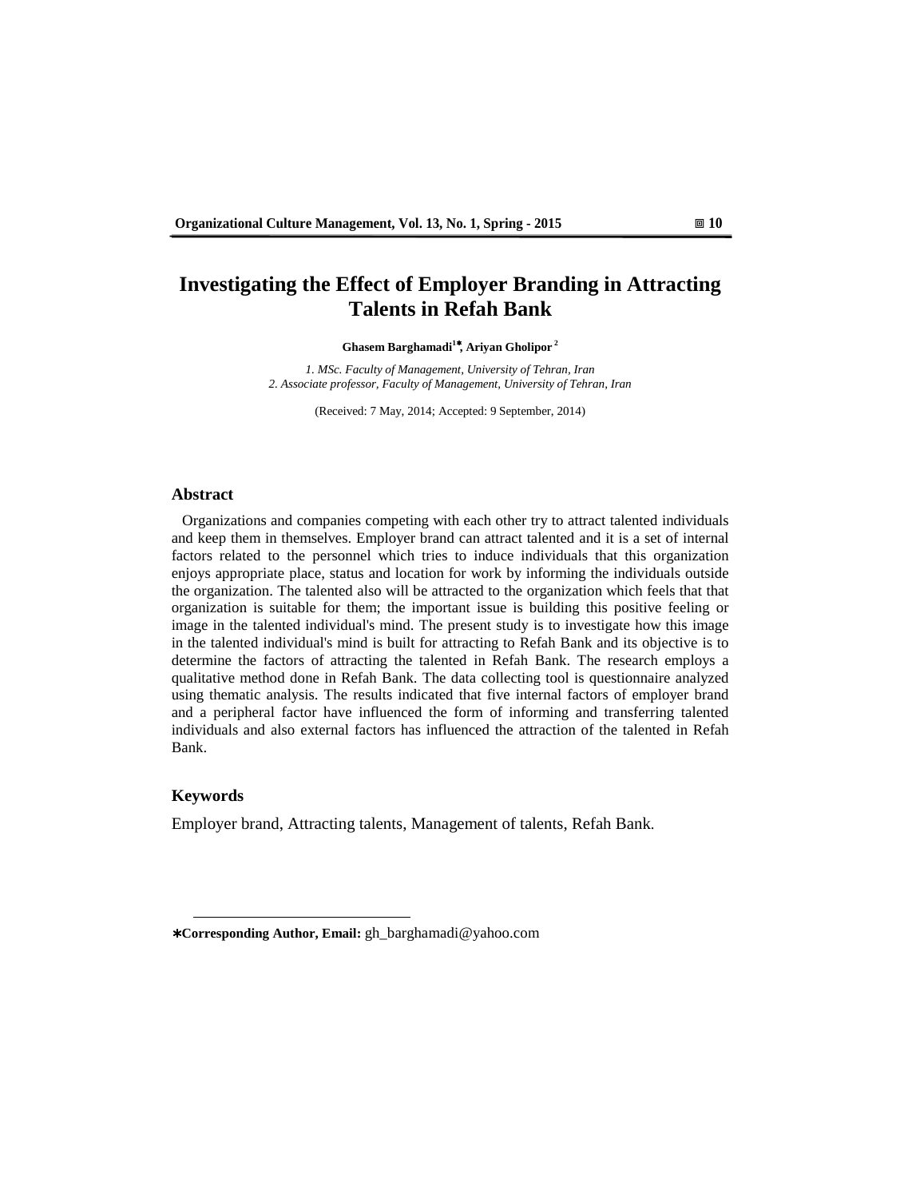# Investigating the Effect of Employer Branding in Attracting Talents in Refah Bank

**Ghasem Barghamadi[1]*, Ariyan Gholipor[2]**

*1. MSc. Faculty of Management, University of Tehran, Iran*
*2. Associate professor, Faculty of Management, University of Tehran, Iran*

(Received: 7 May, 2014; Accepted: 9 September, 2014)

## Abstract

Organizations and companies competing with each other try to attract talented individuals and keep them in themselves. Employer brand can attract talented and it is a set of internal factors related to the personnel which tries to induce individuals that this organization enjoys appropriate place, status and location for work by informing the individuals outside the organization. The talented also will be attracted to the organization which feels that that organization is suitable for them; the important issue is building this positive feeling or image in the talented individual's mind. The present study is to investigate how this image in the talented individual's mind is built for attracting to Refah Bank and its objective is to determine the factors of attracting the talented in Refah Bank. The research employs a qualitative method done in Refah Bank. The data collecting tool is questionnaire analyzed using thematic analysis. The results indicated that five internal factors of employer brand and a peripheral factor have influenced the form of informing and transferring talented individuals and also external factors has influenced the attraction of the talented in Refah Bank.

## Keywords

Employer brand, Attracting talents, Management of talents, Refah Bank.

---

***Corresponding Author, Email:** gh_barghamadi@yahoo.com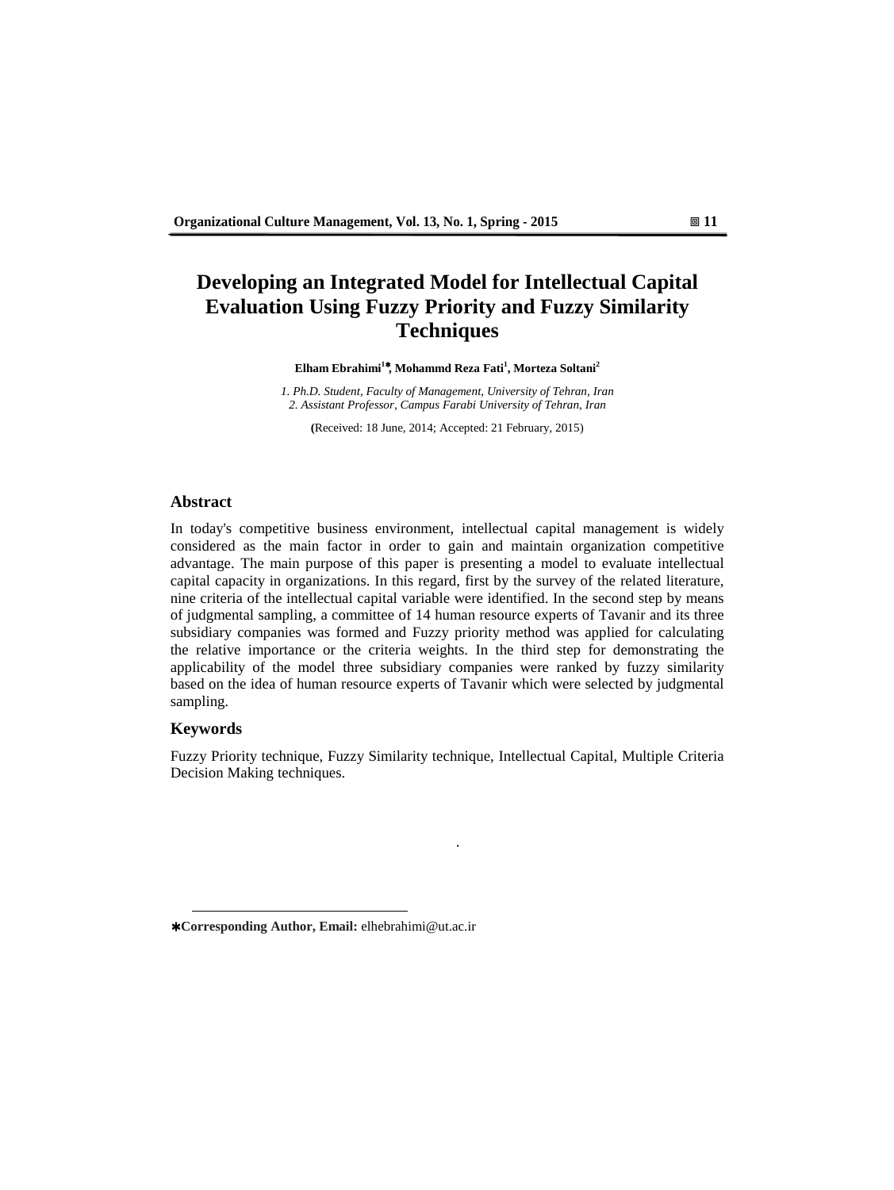# Developing an Integrated Model for Intellectual Capital Evaluation Using Fuzzy Priority and Fuzzy Similarity Techniques

**Elham Ebrahimi[1]*, Mohammd Reza Fati[1], Morteza Soltani[2]**

*1. Ph.D. Student, Faculty of Management, University of Tehran, Iran*
*2. Assistant Professor, Campus Farabi University of Tehran, Iran*

(Received: 18 June, 2014; Accepted: 21 February, 2015)

## Abstract

In today's competitive business environment, intellectual capital management is widely considered as the main factor in order to gain and maintain organization competitive advantage. The main purpose of this paper is presenting a model to evaluate intellectual capital capacity in organizations. In this regard, first by the survey of the related literature, nine criteria of the intellectual capital variable were identified. In the second step by means of judgmental sampling, a committee of 14 human resource experts of Tavanir and its three subsidiary companies was formed and Fuzzy priority method was applied for calculating the relative importance or the criteria weights. In the third step for demonstrating the applicability of the model three subsidiary companies were ranked by fuzzy similarity based on the idea of human resource experts of Tavanir which were selected by judgmental sampling.

## Keywords

Fuzzy Priority technique, Fuzzy Similarity technique, Intellectual Capital, Multiple Criteria Decision Making techniques.

*Corresponding Author, Email: elhebrahimi@ut.ac.ir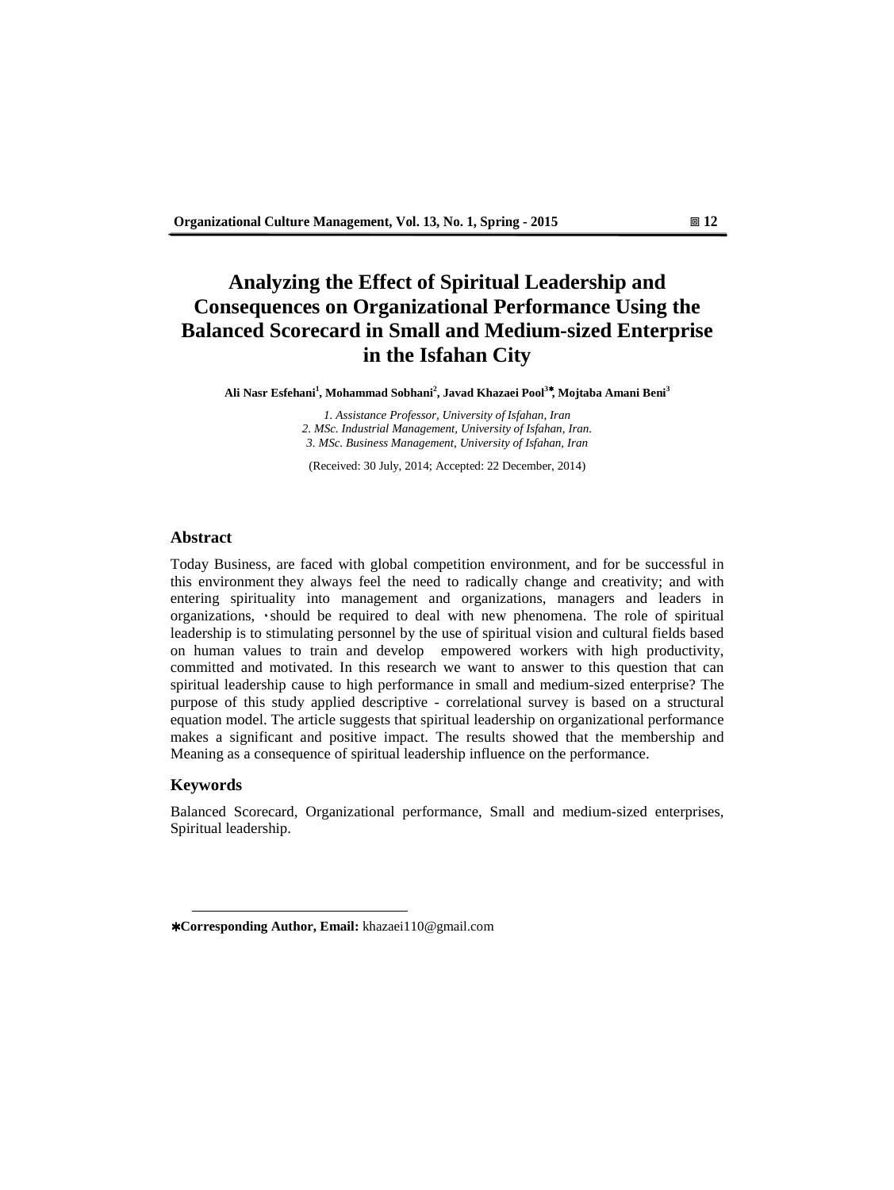# Analyzing the Effect of Spiritual Leadership and Consequences on Organizational Performance Using the Balanced Scorecard in Small and Medium-sized Enterprise in the Isfahan City

**Ali Nasr Esfehani[1], Mohammad Sobhani[2], Javad Khazaei Pool[3]\*, Mojtaba Amani Beni[3]**

*1. Assistance Professor, University of Isfahan, Iran*
*2. MSc. Industrial Management, University of Isfahan, Iran.*
*3. MSc. Business Management, University of Isfahan, Iran*

(Received: 30 July, 2014; Accepted: 22 December, 2014)

## Abstract

Today Business, are faced with global competition environment, and for be successful in this environment they always feel the need to radically change and creativity; and with entering spirituality into management and organizations, managers and leaders in organizations, ،should be required to deal with new phenomena. The role of spiritual leadership is to stimulating personnel by the use of spiritual vision and cultural fields based on human values to train and develop empowered workers with high productivity, committed and motivated. In this research we want to answer to this question that can spiritual leadership cause to high performance in small and medium-sized enterprise? The purpose of this study applied descriptive - correlational survey is based on a structural equation model. The article suggests that spiritual leadership on organizational performance makes a significant and positive impact. The results showed that the membership and Meaning as a consequence of spiritual leadership influence on the performance.

## Keywords

Balanced Scorecard, Organizational performance, Small and medium-sized enterprises, Spiritual leadership.

---

\***Corresponding Author, Email:** khazaei110@gmail.com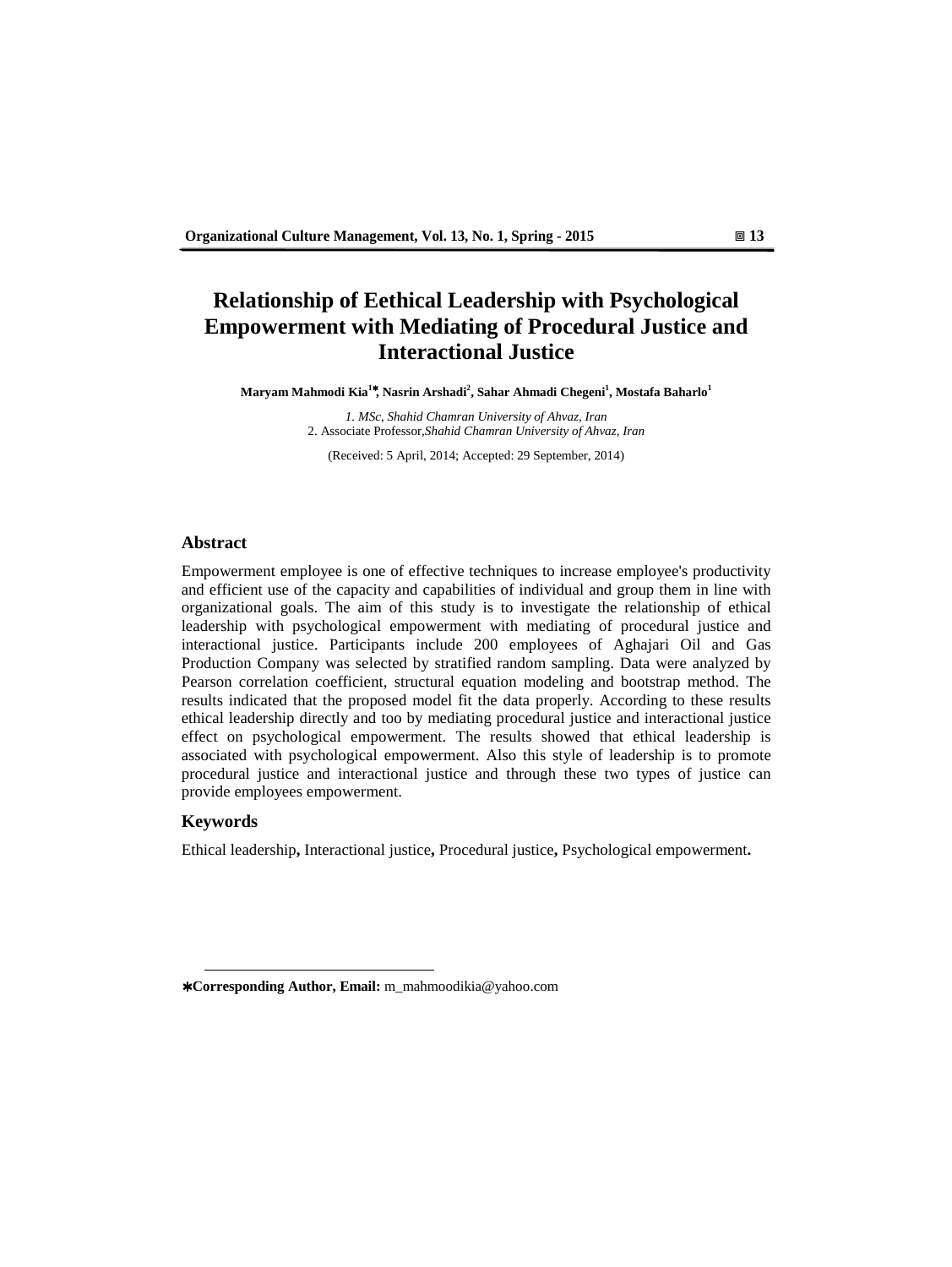# Relationship of Eethical Leadership with Psychological Empowerment with Mediating of Procedural Justice and Interactional Justice

**Maryam Mahmodi Kia[1]*, Nasrin Arshadi[2], Sahar Ahmadi Chegeni[1], Mostafa Baharlo[1]**

*1. MSc, Shahid Chamran University of Ahvaz, Iran*
2. Associate Professor,*Shahid Chamran University of Ahvaz, Iran*

(Received: 5 April, 2014; Accepted: 29 September, 2014)

## Abstract

Empowerment employee is one of effective techniques to increase employee's productivity and efficient use of the capacity and capabilities of individual and group them in line with organizational goals. The aim of this study is to investigate the relationship of ethical leadership with psychological empowerment with mediating of procedural justice and interactional justice. Participants include 200 employees of Aghajari Oil and Gas Production Company was selected by stratified random sampling. Data were analyzed by Pearson correlation coefficient, structural equation modeling and bootstrap method. The results indicated that the proposed model fit the data properly. According to these results ethical leadership directly and too by mediating procedural justice and interactional justice effect on psychological empowerment. The results showed that ethical leadership is associated with psychological empowerment. Also this style of leadership is to promote procedural justice and interactional justice and through these two types of justice can provide employees empowerment.

## Keywords

Ethical leadership**,** Interactional justice**,** Procedural justice**,** Psychological empowerment**.**

---

***Corresponding Author, Email:** m_mahmoodikia@yahoo.com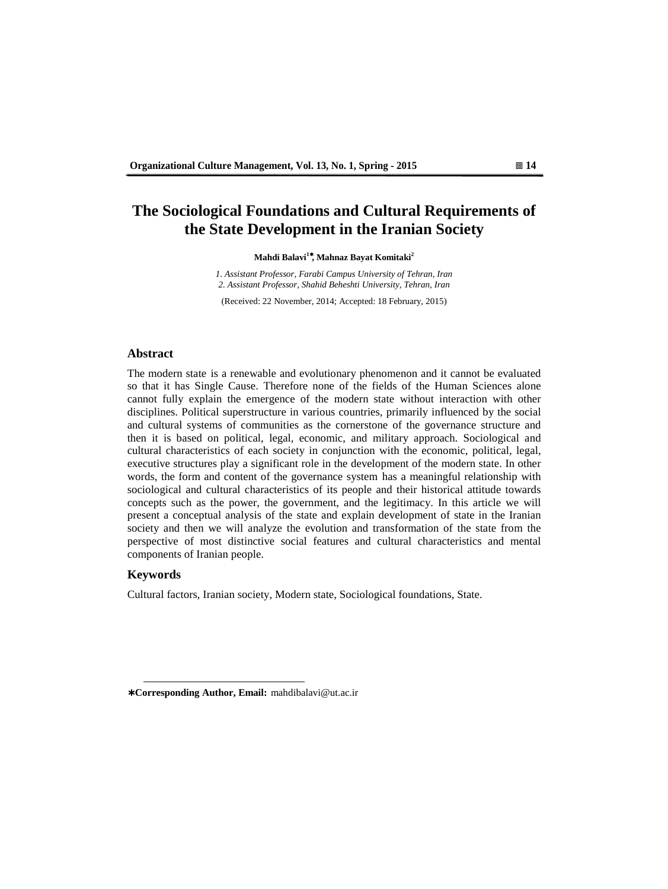# The Sociological Foundations and Cultural Requirements of the State Development in the Iranian Society

**Mahdi Balavi[1]*, Mahnaz Bayat Komitaki[2]**

*1. Assistant Professor, Farabi Campus University of Tehran, Iran*
*2. Assistant Professor, Shahid Beheshti University, Tehran, Iran*

(Received: 22 November, 2014; Accepted: 18 February, 2015)

## Abstract

The modern state is a renewable and evolutionary phenomenon and it cannot be evaluated so that it has Single Cause. Therefore none of the fields of the Human Sciences alone cannot fully explain the emergence of the modern state without interaction with other disciplines. Political superstructure in various countries, primarily influenced by the social and cultural systems of communities as the cornerstone of the governance structure and then it is based on political, legal, economic, and military approach. Sociological and cultural characteristics of each society in conjunction with the economic, political, legal, executive structures play a significant role in the development of the modern state. In other words, the form and content of the governance system has a meaningful relationship with sociological and cultural characteristics of its people and their historical attitude towards concepts such as the power, the government, and the legitimacy. In this article we will present a conceptual analysis of the state and explain development of state in the Iranian society and then we will analyze the evolution and transformation of the state from the perspective of most distinctive social features and cultural characteristics and mental components of Iranian people.

## Keywords

Cultural factors, Iranian society, Modern state, Sociological foundations, State.

---

***Corresponding Author, Email:** mahdibalavi@ut.ac.ir